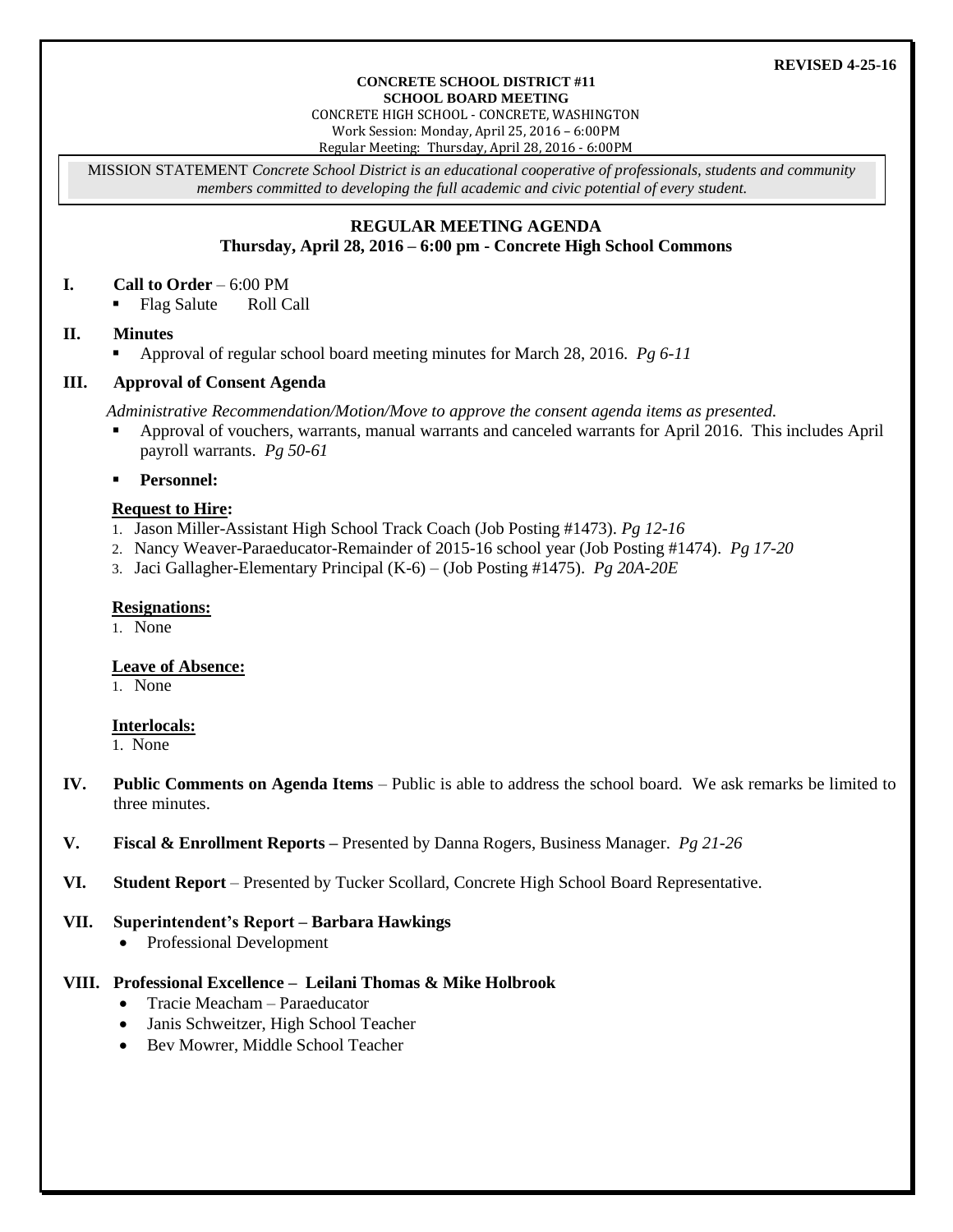**REVISED 4-25-16**

**CONCRETE SCHOOL DISTRICT #11**
**SCHOOL BOARD MEETING**
CONCRETE HIGH SCHOOL - CONCRETE, WASHINGTON
Work Session: Monday, April 25, 2016 – 6:00PM
Regular Meeting: Thursday, April 28, 2016 - 6:00PM

MISSION STATEMENT *Concrete School District is an educational cooperative of professionals, students and community members committed to developing the full academic and civic potential of every student.*

## REGULAR MEETING AGENDA
**Thursday, April 28, 2016 – 6:00 pm - Concrete High School Commons**

**I. Call to Order** – 6:00 PM
- Flag Salute  Roll Call

**II. Minutes**
- Approval of regular school board meeting minutes for March 28, 2016. *Pg 6-11*

**III. Approval of Consent Agenda**

*Administrative Recommendation/Motion/Move to approve the consent agenda items as presented.*
- Approval of vouchers, warrants, manual warrants and canceled warrants for April 2016. This includes April payroll warrants. *Pg 50-61*
- **Personnel:**

**Request to Hire:**
1. Jason Miller-Assistant High School Track Coach (Job Posting #1473). *Pg 12-16*
2. Nancy Weaver-Paraeducator-Remainder of 2015-16 school year (Job Posting #1474). *Pg 17-20*
3. Jaci Gallagher-Elementary Principal (K-6) – (Job Posting #1475). *Pg 20A-20E*

**Resignations:**
1. None

**Leave of Absence:**
1. None

**Interlocals:**
1. None

**IV. Public Comments on Agenda Items** – Public is able to address the school board. We ask remarks be limited to three minutes.

**V. Fiscal & Enrollment Reports –** Presented by Danna Rogers, Business Manager. *Pg 21-26*

**VI. Student Report** – Presented by Tucker Scollard, Concrete High School Board Representative.

**VII. Superintendent's Report – Barbara Hawkings**
- Professional Development

**VIII. Professional Excellence – Leilani Thomas & Mike Holbrook**
- Tracie Meacham – Paraeducator
- Janis Schweitzer, High School Teacher
- Bev Mowrer, Middle School Teacher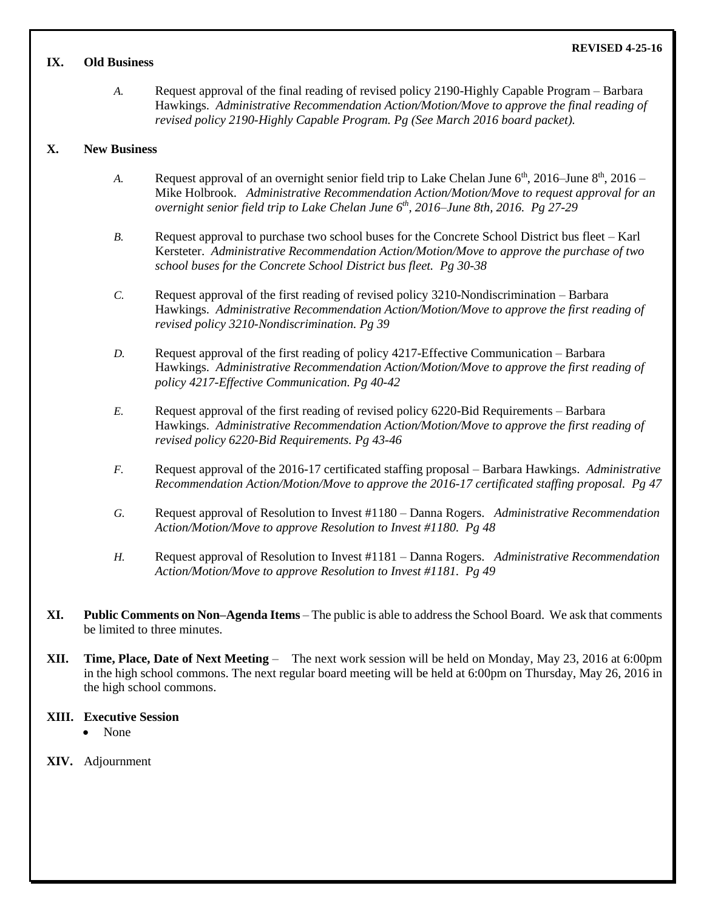**REVISED 4-25-16**

## IX. Old Business

*A.* Request approval of the final reading of revised policy 2190-Highly Capable Program – Barbara Hawkings. *Administrative Recommendation Action/Motion/Move to approve the final reading of revised policy 2190-Highly Capable Program. Pg (See March 2016 board packet).*

## X. New Business

*A.* Request approval of an overnight senior field trip to Lake Chelan June 6th, 2016–June 8th, 2016 – Mike Holbrook. *Administrative Recommendation Action/Motion/Move to request approval for an overnight senior field trip to Lake Chelan June 6th, 2016–June 8th, 2016. Pg 27-29*

*B.* Request approval to purchase two school buses for the Concrete School District bus fleet – Karl Kersteter. *Administrative Recommendation Action/Motion/Move to approve the purchase of two school buses for the Concrete School District bus fleet. Pg 30-38*

*C.* Request approval of the first reading of revised policy 3210-Nondiscrimination – Barbara Hawkings. *Administrative Recommendation Action/Motion/Move to approve the first reading of revised policy 3210-Nondiscrimination. Pg 39*

*D.* Request approval of the first reading of policy 4217-Effective Communication – Barbara Hawkings. *Administrative Recommendation Action/Motion/Move to approve the first reading of policy 4217-Effective Communication. Pg 40-42*

*E.* Request approval of the first reading of revised policy 6220-Bid Requirements – Barbara Hawkings. *Administrative Recommendation Action/Motion/Move to approve the first reading of revised policy 6220-Bid Requirements. Pg 43-46*

*F.* Request approval of the 2016-17 certificated staffing proposal – Barbara Hawkings. *Administrative Recommendation Action/Motion/Move to approve the 2016-17 certificated staffing proposal. Pg 47*

*G.* Request approval of Resolution to Invest #1180 – Danna Rogers. *Administrative Recommendation Action/Motion/Move to approve Resolution to Invest #1180. Pg 48*

*H.* Request approval of Resolution to Invest #1181 – Danna Rogers. *Administrative Recommendation Action/Motion/Move to approve Resolution to Invest #1181. Pg 49*

**XI. Public Comments on Non–Agenda Items** – The public is able to address the School Board. We ask that comments be limited to three minutes.

**XII. Time, Place, Date of Next Meeting** – The next work session will be held on Monday, May 23, 2016 at 6:00pm in the high school commons. The next regular board meeting will be held at 6:00pm on Thursday, May 26, 2016 in the high school commons.

## XIII. Executive Session

- None

**XIV.** Adjournment